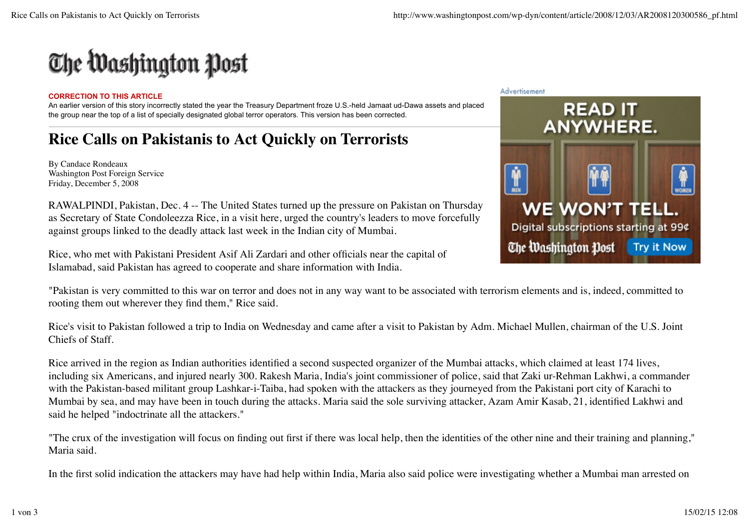# The Washington Post

**CORRECTION TO THIS ARTICLE**

An earlier version of this story incorrectly stated the year the Treasury Department froze U.S.-held Jamaat ud-Dawa assets and placed the group near the top of a list of specially designated global terror operators. This version has been corrected.

## Rice Calls on Pakistanis to Act Quickly on Terrorists

By Candace Rondeaux
Washington Post Foreign Service
Friday, December 5, 2008

RAWALPINDI, Pakistan, Dec. 4 -- The United States turned up the pressure on Pakistan on Thursday as Secretary of State Condoleezza Rice, in a visit here, urged the country's leaders to move forcefully against groups linked to the deadly attack last week in the Indian city of Mumbai.

Rice, who met with Pakistani President Asif Ali Zardari and other officials near the capital of Islamabad, said Pakistan has agreed to cooperate and share information with India.

"Pakistan is very committed to this war on terror and does not in any way want to be associated with terrorism elements and is, indeed, committed to rooting them out wherever they find them," Rice said.

Rice's visit to Pakistan followed a trip to India on Wednesday and came after a visit to Pakistan by Adm. Michael Mullen, chairman of the U.S. Joint Chiefs of Staff.

Rice arrived in the region as Indian authorities identified a second suspected organizer of the Mumbai attacks, which claimed at least 174 lives, including six Americans, and injured nearly 300. Rakesh Maria, India's joint commissioner of police, said that Zaki ur-Rehman Lakhwi, a commander with the Pakistan-based militant group Lashkar-i-Taiba, had spoken with the attackers as they journeyed from the Pakistani port city of Karachi to Mumbai by sea, and may have been in touch during the attacks. Maria said the sole surviving attacker, Azam Amir Kasab, 21, identified Lakhwi and said he helped "indoctrinate all the attackers."

"The crux of the investigation will focus on finding out first if there was local help, then the identities of the other nine and their training and planning," Maria said.

In the first solid indication the attackers may have had help within India, Maria also said police were investigating whether a Mumbai man arrested on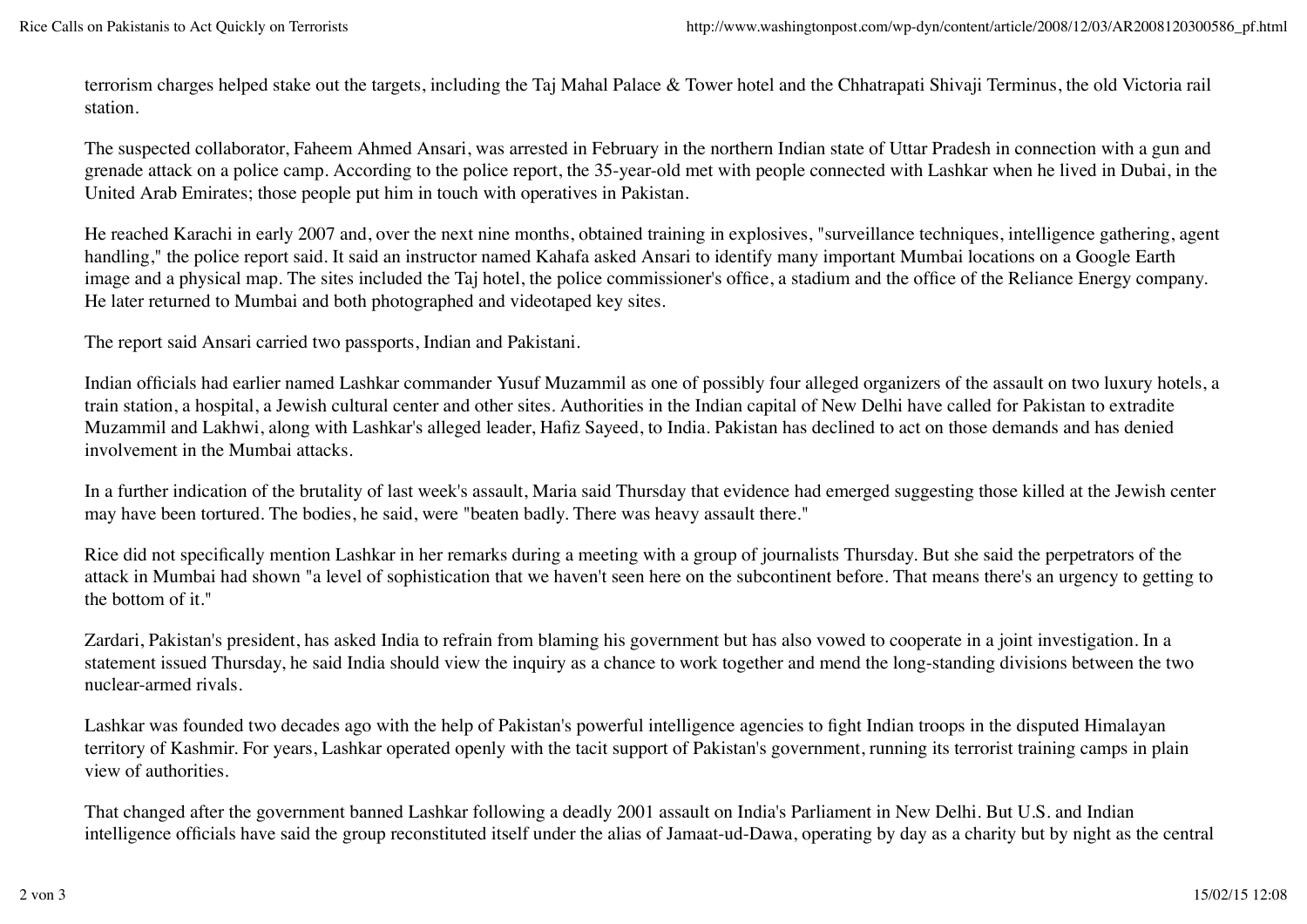terrorism charges helped stake out the targets, including the Taj Mahal Palace & Tower hotel and the Chhatrapati Shivaji Terminus, the old Victoria rail station.

The suspected collaborator, Faheem Ahmed Ansari, was arrested in February in the northern Indian state of Uttar Pradesh in connection with a gun and grenade attack on a police camp. According to the police report, the 35-year-old met with people connected with Lashkar when he lived in Dubai, in the United Arab Emirates; those people put him in touch with operatives in Pakistan.

He reached Karachi in early 2007 and, over the next nine months, obtained training in explosives, "surveillance techniques, intelligence gathering, agent handling," the police report said. It said an instructor named Kahafa asked Ansari to identify many important Mumbai locations on a Google Earth image and a physical map. The sites included the Taj hotel, the police commissioner's office, a stadium and the office of the Reliance Energy company. He later returned to Mumbai and both photographed and videotaped key sites.

The report said Ansari carried two passports, Indian and Pakistani.

Indian officials had earlier named Lashkar commander Yusuf Muzammil as one of possibly four alleged organizers of the assault on two luxury hotels, a train station, a hospital, a Jewish cultural center and other sites. Authorities in the Indian capital of New Delhi have called for Pakistan to extradite Muzammil and Lakhwi, along with Lashkar's alleged leader, Hafiz Sayeed, to India. Pakistan has declined to act on those demands and has denied involvement in the Mumbai attacks.

In a further indication of the brutality of last week's assault, Maria said Thursday that evidence had emerged suggesting those killed at the Jewish center may have been tortured. The bodies, he said, were "beaten badly. There was heavy assault there."

Rice did not specifically mention Lashkar in her remarks during a meeting with a group of journalists Thursday. But she said the perpetrators of the attack in Mumbai had shown "a level of sophistication that we haven't seen here on the subcontinent before. That means there's an urgency to getting to the bottom of it."

Zardari, Pakistan's president, has asked India to refrain from blaming his government but has also vowed to cooperate in a joint investigation. In a statement issued Thursday, he said India should view the inquiry as a chance to work together and mend the long-standing divisions between the two nuclear-armed rivals.

Lashkar was founded two decades ago with the help of Pakistan's powerful intelligence agencies to fight Indian troops in the disputed Himalayan territory of Kashmir. For years, Lashkar operated openly with the tacit support of Pakistan's government, running its terrorist training camps in plain view of authorities.

That changed after the government banned Lashkar following a deadly 2001 assault on India's Parliament in New Delhi. But U.S. and Indian intelligence officials have said the group reconstituted itself under the alias of Jamaat-ud-Dawa, operating by day as a charity but by night as the central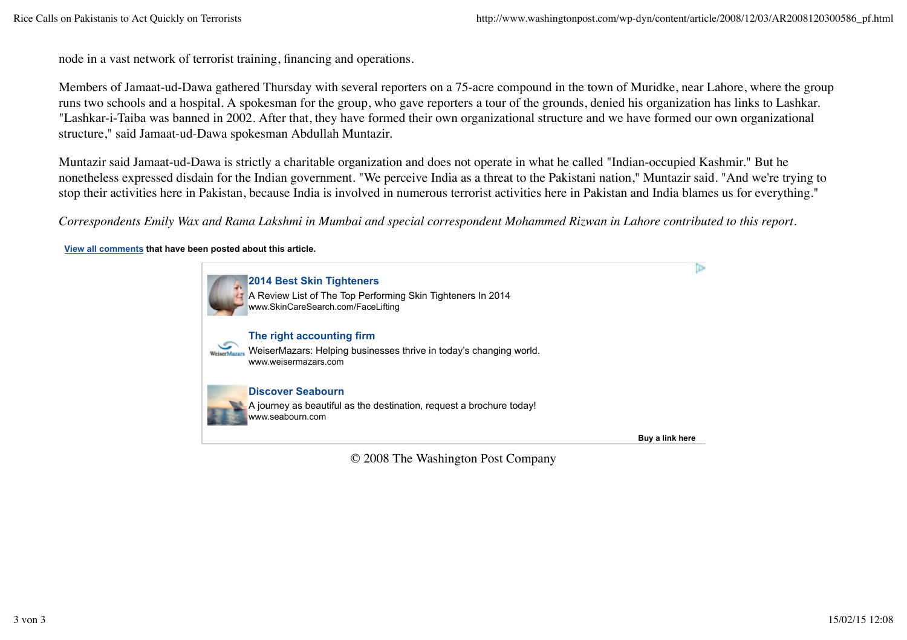node in a vast network of terrorist training, financing and operations.

Members of Jamaat-ud-Dawa gathered Thursday with several reporters on a 75-acre compound in the town of Muridke, near Lahore, where the group runs two schools and a hospital. A spokesman for the group, who gave reporters a tour of the grounds, denied his organization has links to Lashkar. "Lashkar-i-Taiba was banned in 2002. After that, they have formed their own organizational structure and we have formed our own organizational structure," said Jamaat-ud-Dawa spokesman Abdullah Muntazir.

Muntazir said Jamaat-ud-Dawa is strictly a charitable organization and does not operate in what he called "Indian-occupied Kashmir." But he nonetheless expressed disdain for the Indian government. "We perceive India as a threat to the Pakistani nation," Muntazir said. "And we're trying to stop their activities here in Pakistan, because India is involved in numerous terrorist activities here in Pakistan and India blames us for everything."

*Correspondents Emily Wax and Rama Lakshmi in Mumbai and special correspondent Mohammed Rizwan in Lahore contributed to this report.*

**View all comments that have been posted about this article.**

**2014 Best Skin Tighteners**
A Review List of The Top Performing Skin Tighteners In 2014
www.SkinCareSearch.com/FaceLifting

**The right accounting firm**
WeiserMazars: Helping businesses thrive in today's changing world.
www.weisermazars.com

**Discover Seabourn**
A journey as beautiful as the destination, request a brochure today!
www.seabourn.com

**Buy a link here**

© 2008 The Washington Post Company